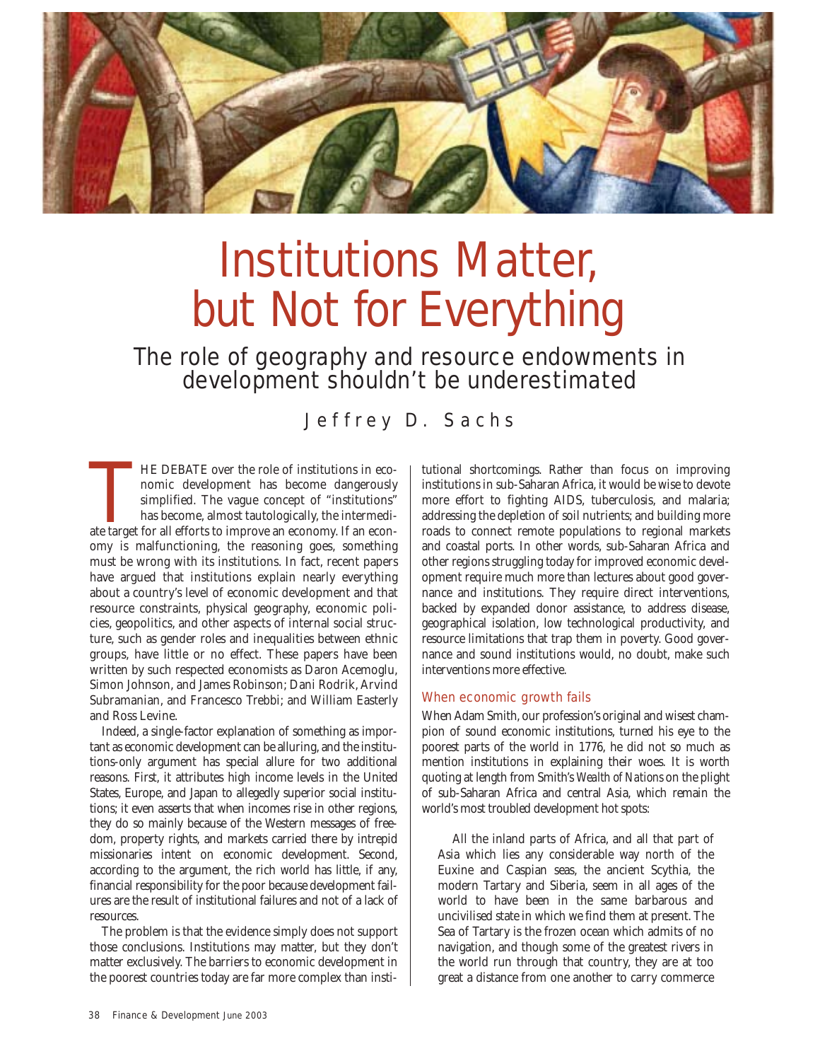# Institutions Matter, but Not for Everything

## The role of geography and resource endowments in development shouldn't be underestimated

Jeffrey D. Sachs

THE DEBATE over the role of institutions in economic development has become dangerously simplified. The vague concept of "institutions" has become, almost tautologically, the intermediate target for all efforts to improve an economy. If an economy is malfunctioning, the reasoning goes, something must be wrong with its institutions. In fact, recent papers have argued that institutions explain nearly everything about a country's level of economic development and that resource constraints, physical geography, economic policies, geopolitics, and other aspects of internal social structure, such as gender roles and inequalities between ethnic groups, have little or no effect. These papers have been written by such respected economists as Daron Acemoglu, Simon Johnson, and James Robinson; Dani Rodrik, Arvind Subramanian, and Francesco Trebbi; and William Easterly and Ross Levine.

Indeed, a single-factor explanation of something as important as economic development can be alluring, and the institutions-only argument has special allure for two additional reasons. First, it attributes high income levels in the United States, Europe, and Japan to allegedly superior social institutions; it even asserts that when incomes rise in other regions, they do so mainly because of the Western messages of freedom, property rights, and markets carried there by intrepid missionaries intent on economic development. Second, according to the argument, the rich world has little, if any, financial responsibility for the poor because development failures are the result of institutional failures and not of a lack of resources.

The problem is that the evidence simply does not support those conclusions. Institutions may matter, but they don't matter exclusively. The barriers to economic development in the poorest countries today are far more complex than institutional shortcomings. Rather than focus on improving institutions in sub-Saharan Africa, it would be wise to devote more effort to fighting AIDS, tuberculosis, and malaria; addressing the depletion of soil nutrients; and building more roads to connect remote populations to regional markets and coastal ports. In other words, sub-Saharan Africa and other regions struggling today for improved economic development require much more than lectures about good governance and institutions. They require direct interventions, backed by expanded donor assistance, to address disease, geographical isolation, low technological productivity, and resource limitations that trap them in poverty. Good governance and sound institutions would, no doubt, make such interventions more effective.

### When economic growth fails

When Adam Smith, our profession's original and wisest champion of sound economic institutions, turned his eye to the poorest parts of the world in 1776, he did not so much as mention institutions in explaining their woes. It is worth quoting at length from Smith's *Wealth of Nations* on the plight of sub-Saharan Africa and central Asia, which remain the world's most troubled development hot spots:

> All the inland parts of Africa, and all that part of Asia which lies any considerable way north of the Euxine and Caspian seas, the ancient Scythia, the modern Tartary and Siberia, seem in all ages of the world to have been in the same barbarous and uncivilised state in which we find them at present. The Sea of Tartary is the frozen ocean which admits of no navigation, and though some of the greatest rivers in the world run through that country, they are at too great a distance from one another to carry commerce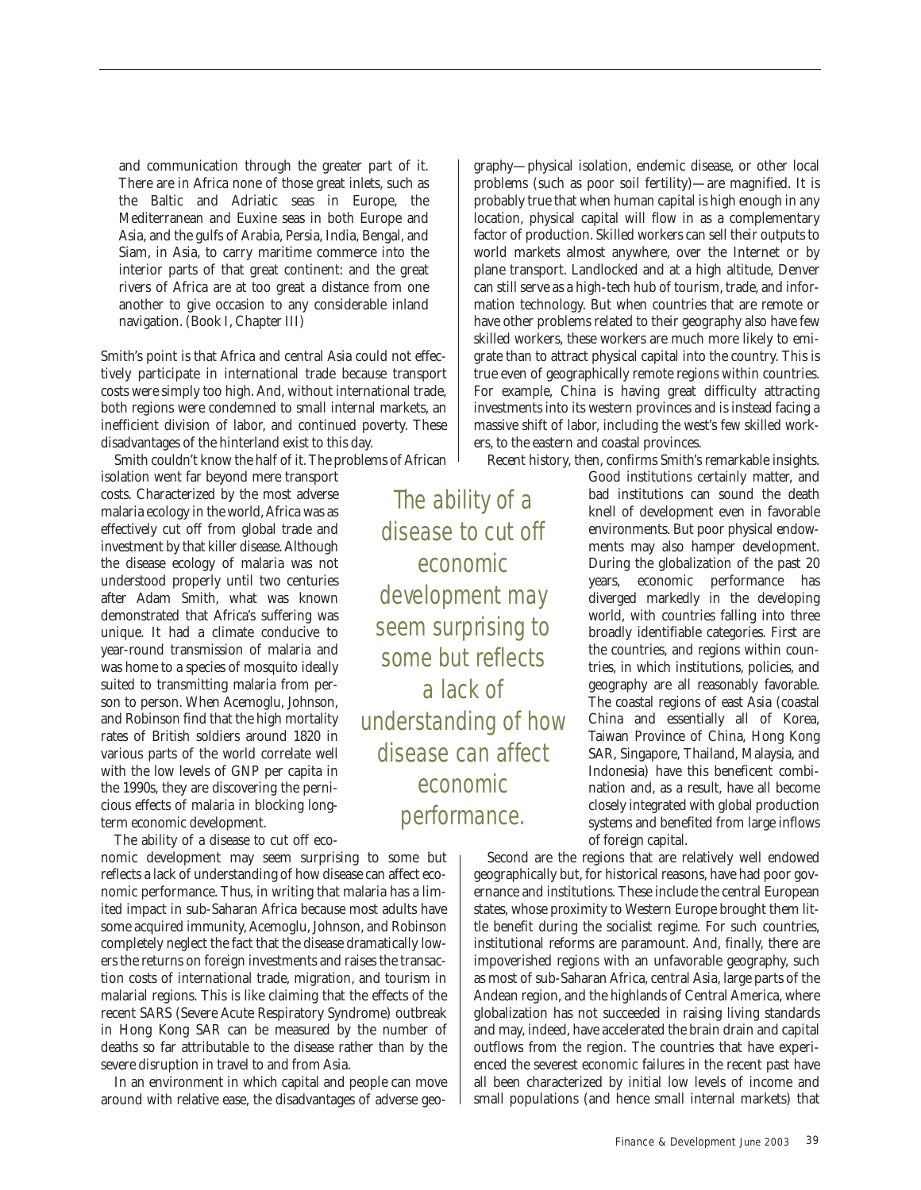and communication through the greater part of it. There are in Africa none of those great inlets, such as the Baltic and Adriatic seas in Europe, the Mediterranean and Euxine seas in both Europe and Asia, and the gulfs of Arabia, Persia, India, Bengal, and Siam, in Asia, to carry maritime commerce into the interior parts of that great continent: and the great rivers of Africa are at too great a distance from one another to give occasion to any considerable inland navigation. (Book I, Chapter III)

Smith's point is that Africa and central Asia could not effectively participate in international trade because transport costs were simply too high. And, without international trade, both regions were condemned to small internal markets, an inefficient division of labor, and continued poverty. These disadvantages of the hinterland exist to this day.

Smith couldn't know the half of it. The problems of African isolation went far beyond mere transport costs. Characterized by the most adverse malaria ecology in the world, Africa was as effectively cut off from global trade and investment by that killer disease. Although the disease ecology of malaria was not understood properly until two centuries after Adam Smith, what was known demonstrated that Africa's suffering was unique. It had a climate conducive to year-round transmission of malaria and was home to a species of mosquito ideally suited to transmitting malaria from person to person. When Acemoglu, Johnson, and Robinson find that the high mortality rates of British soldiers around 1820 in various parts of the world correlate well with the low levels of GNP per capita in the 1990s, they are discovering the pernicious effects of malaria in blocking long-term economic development.

*The ability of a disease to cut off economic development may seem surprising to some but reflects a lack of understanding of how disease can affect economic performance.*

The ability of a disease to cut off economic development may seem surprising to some but reflects a lack of understanding of how disease can affect economic performance. Thus, in writing that malaria has a limited impact in sub-Saharan Africa because most adults have some acquired immunity, Acemoglu, Johnson, and Robinson completely neglect the fact that the disease dramatically lowers the returns on foreign investments and raises the transaction costs of international trade, migration, and tourism in malarial regions. This is like claiming that the effects of the recent SARS (Severe Acute Respiratory Syndrome) outbreak in Hong Kong SAR can be measured by the number of deaths so far attributable to the disease rather than by the severe disruption in travel to and from Asia.

In an environment in which capital and people can move around with relative ease, the disadvantages of adverse geography—physical isolation, endemic disease, or other local problems (such as poor soil fertility)—are magnified. It is probably true that when human capital is high enough in any location, physical capital will flow in as a complementary factor of production. Skilled workers can sell their outputs to world markets almost anywhere, over the Internet or by plane transport. Landlocked and at a high altitude, Denver can still serve as a high-tech hub of tourism, trade, and information technology. But when countries that are remote or have other problems related to their geography also have few skilled workers, these workers are much more likely to emigrate than to attract physical capital into the country. This is true even of geographically remote regions within countries. For example, China is having great difficulty attracting investments into its western provinces and is instead facing a massive shift of labor, including the west's few skilled workers, to the eastern and coastal provinces.

Recent history, then, confirms Smith's remarkable insights. Good institutions certainly matter, and bad institutions can sound the death knell of development even in favorable environments. But poor physical endowments may also hamper development. During the globalization of the past 20 years, economic performance has diverged markedly in the developing world, with countries falling into three broadly identifiable categories. First are the countries, and regions within countries, in which institutions, policies, and geography are all reasonably favorable. The coastal regions of east Asia (coastal China and essentially all of Korea, Taiwan Province of China, Hong Kong SAR, Singapore, Thailand, Malaysia, and Indonesia) have this beneficent combination and, as a result, have all become closely integrated with global production systems and benefited from large inflows of foreign capital.

Second are the regions that are relatively well endowed geographically but, for historical reasons, have had poor governance and institutions. These include the central European states, whose proximity to Western Europe brought them little benefit during the socialist regime. For such countries, institutional reforms are paramount. And, finally, there are impoverished regions with an unfavorable geography, such as most of sub-Saharan Africa, central Asia, large parts of the Andean region, and the highlands of Central America, where globalization has not succeeded in raising living standards and may, indeed, have accelerated the brain drain and capital outflows from the region. The countries that have experienced the severest economic failures in the recent past have all been characterized by initial low levels of income and small populations (and hence small internal markets) that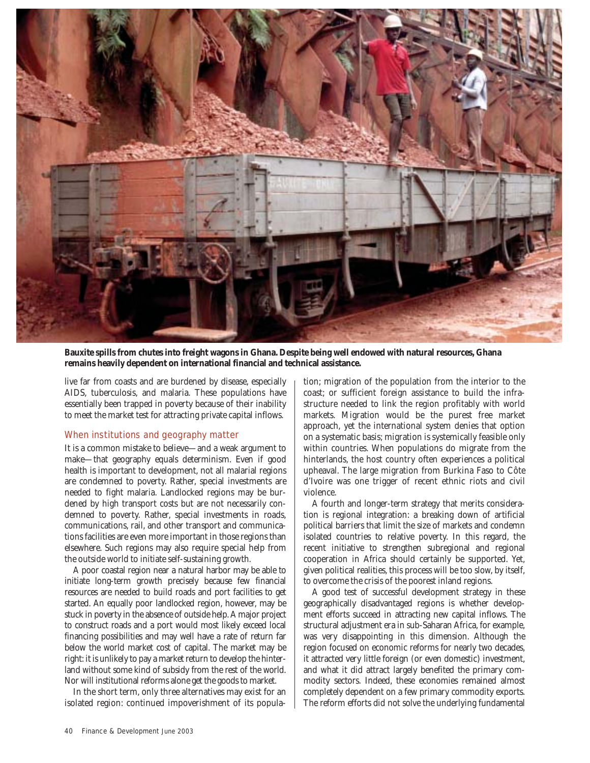**Bauxite spills from chutes into freight wagons in Ghana. Despite being well endowed with natural resources, Ghana remains heavily dependent on international financial and technical assistance.**

live far from coasts and are burdened by disease, especially AIDS, tuberculosis, and malaria. These populations have essentially been trapped in poverty because of their inability to meet the market test for attracting private capital inflows.

## *When institutions and geography matter*

It is a common mistake to believe—and a weak argument to make—that geography equals determinism. Even if good health is important to development, not all malarial regions are condemned to poverty. Rather, special investments are needed to fight malaria. Landlocked regions may be burdened by high transport costs but are not necessarily condemned to poverty. Rather, special investments in roads, communications, rail, and other transport and communications facilities are even more important in those regions than elsewhere. Such regions may also require special help from the outside world to initiate self-sustaining growth.

A poor coastal region near a natural harbor may be able to initiate long-term growth precisely because few financial resources are needed to build roads and port facilities to get started. An equally poor landlocked region, however, may be stuck in poverty in the absence of outside help. A major project to construct roads and a port would most likely exceed local financing possibilities and may well have a rate of return far below the world market cost of capital. The market may be right: it is unlikely to pay a market return to develop the hinterland without some kind of subsidy from the rest of the world. Nor will institutional reforms alone get the goods to market.

In the short term, only three alternatives may exist for an isolated region: continued impoverishment of its population; migration of the population from the interior to the coast; or sufficient foreign assistance to build the infrastructure needed to link the region profitably with world markets. Migration would be the purest free market approach, yet the international system denies that option on a systematic basis; migration is systemically feasible only within countries. When populations do migrate from the hinterlands, the host country often experiences a political upheaval. The large migration from Burkina Faso to Côte d'Ivoire was one trigger of recent ethnic riots and civil violence.

A fourth and longer-term strategy that merits consideration is regional integration: a breaking down of artificial political barriers that limit the size of markets and condemn isolated countries to relative poverty. In this regard, the recent initiative to strengthen subregional and regional cooperation in Africa should certainly be supported. Yet, given political realities, this process will be too slow, by itself, to overcome the crisis of the poorest inland regions.

A good test of successful development strategy in these geographically disadvantaged regions is whether development efforts succeed in attracting new capital inflows. The structural adjustment era in sub-Saharan Africa, for example, was very disappointing in this dimension. Although the region focused on economic reforms for nearly two decades, it attracted very little foreign (or even domestic) investment, and what it did attract largely benefited the primary commodity sectors. Indeed, these economies remained almost completely dependent on a few primary commodity exports. The reform efforts did not solve the underlying fundamental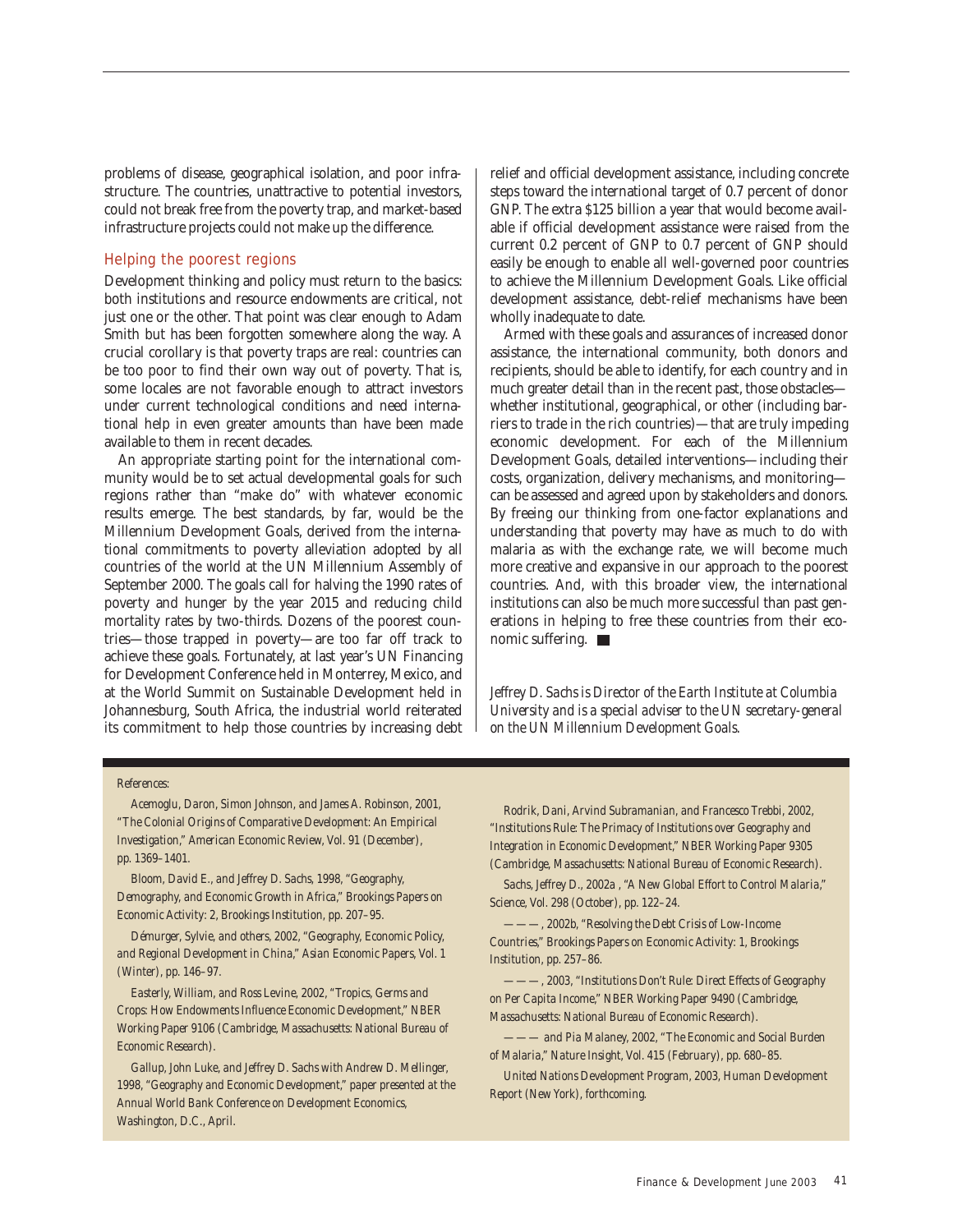problems of disease, geographical isolation, and poor infrastructure. The countries, unattractive to potential investors, could not break free from the poverty trap, and market-based infrastructure projects could not make up the difference.

## Helping the poorest regions

Development thinking and policy must return to the basics: both institutions and resource endowments are critical, not just one or the other. That point was clear enough to Adam Smith but has been forgotten somewhere along the way. A crucial corollary is that poverty traps are real: countries can be too poor to find their own way out of poverty. That is, some locales are not favorable enough to attract investors under current technological conditions and need international help in even greater amounts than have been made available to them in recent decades.

An appropriate starting point for the international community would be to set actual developmental goals for such regions rather than "make do" with whatever economic results emerge. The best standards, by far, would be the Millennium Development Goals, derived from the international commitments to poverty alleviation adopted by all countries of the world at the UN Millennium Assembly of September 2000. The goals call for halving the 1990 rates of poverty and hunger by the year 2015 and reducing child mortality rates by two-thirds. Dozens of the poorest countries—those trapped in poverty—are too far off track to achieve these goals. Fortunately, at last year's UN Financing for Development Conference held in Monterrey, Mexico, and at the World Summit on Sustainable Development held in Johannesburg, South Africa, the industrial world reiterated its commitment to help those countries by increasing debt relief and official development assistance, including concrete steps toward the international target of 0.7 percent of donor GNP. The extra $125 billion a year that would become available if official development assistance were raised from the current 0.2 percent of GNP to 0.7 percent of GNP should easily be enough to enable all well-governed poor countries to achieve the Millennium Development Goals. Like official development assistance, debt-relief mechanisms have been wholly inadequate to date.

Armed with these goals and assurances of increased donor assistance, the international community, both donors and recipients, should be able to identify, for each country and in much greater detail than in the recent past, those obstacles—whether institutional, geographical, or other (including barriers to trade in the rich countries)—that are truly impeding economic development. For each of the Millennium Development Goals, detailed interventions—including their costs, organization, delivery mechanisms, and monitoring—can be assessed and agreed upon by stakeholders and donors. By freeing our thinking from one-factor explanations and understanding that poverty may have as much to do with malaria as with the exchange rate, we will become much more creative and expansive in our approach to the poorest countries. And, with this broader view, the international institutions can also be much more successful than past generations in helping to free these countries from their economic suffering. ■

*Jeffrey D. Sachs is Director of the Earth Institute at Columbia University and is a special adviser to the UN secretary-general on the UN Millennium Development Goals.*

*References:*

Acemoglu, Daron, Simon Johnson, and James A. Robinson, 2001, "The Colonial Origins of Comparative Development: An Empirical Investigation," American Economic Review, Vol. 91 (December), pp. 1369–1401.

Bloom, David E., and Jeffrey D. Sachs, 1998, "Geography, Demography, and Economic Growth in Africa," Brookings Papers on Economic Activity: 2, Brookings Institution, pp. 207–95.

Démurger, Sylvie, and others, 2002, "Geography, Economic Policy, and Regional Development in China," Asian Economic Papers, Vol. 1 (Winter), pp. 146–97.

Easterly, William, and Ross Levine, 2002, "Tropics, Germs and Crops: How Endowments Influence Economic Development," NBER Working Paper 9106 (Cambridge, Massachusetts: National Bureau of Economic Research).

Gallup, John Luke, and Jeffrey D. Sachs with Andrew D. Mellinger, 1998, "Geography and Economic Development," paper presented at the Annual World Bank Conference on Development Economics, Washington, D.C., April.

Rodrik, Dani, Arvind Subramanian, and Francesco Trebbi, 2002, "Institutions Rule: The Primacy of Institutions over Geography and Integration in Economic Development," NBER Working Paper 9305 (Cambridge, Massachusetts: National Bureau of Economic Research).

Sachs, Jeffrey D., 2002a , "A New Global Effort to Control Malaria," Science, Vol. 298 (October), pp. 122–24.

———, 2002b, "Resolving the Debt Crisis of Low-Income Countries," Brookings Papers on Economic Activity: 1, Brookings Institution, pp. 257–86.

———, 2003, "Institutions Don't Rule: Direct Effects of Geography on Per Capita Income," NBER Working Paper 9490 (Cambridge, Massachusetts: National Bureau of Economic Research).

——— and Pia Malaney, 2002, "The Economic and Social Burden of Malaria," Nature Insight, Vol. 415 (February), pp. 680–85.

United Nations Development Program, 2003, Human Development Report (New York), forthcoming.